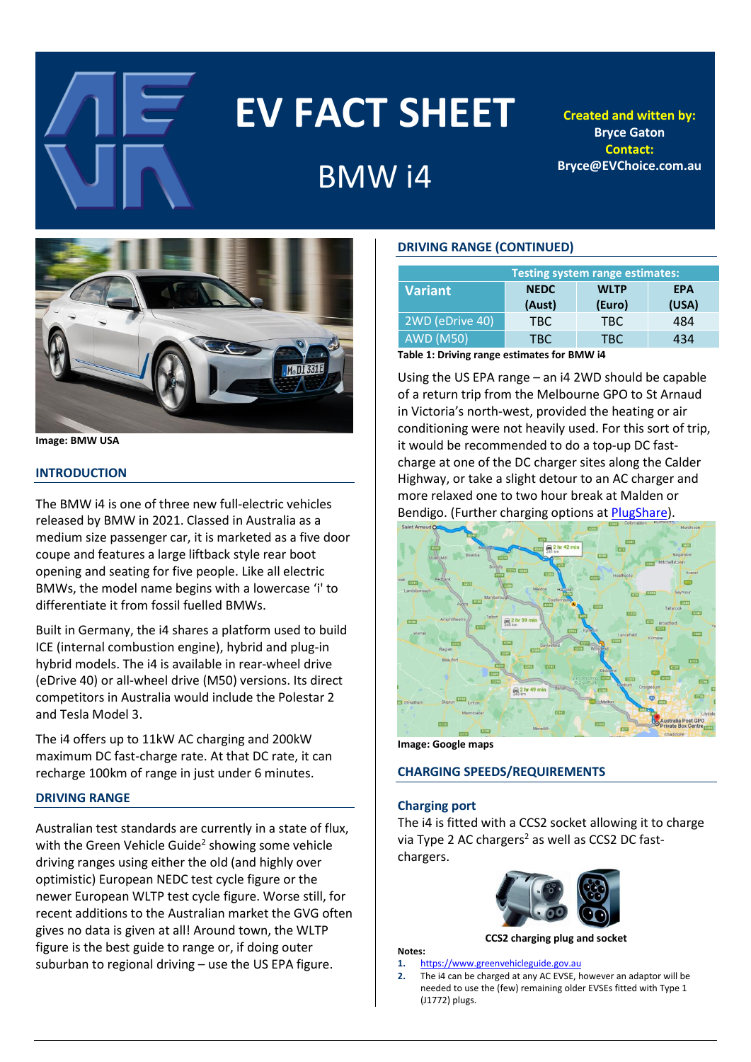# EV FACT SHEET

## BMW i4

**Created and written by:**
**Bryce Gaton**
**Contact:**
**Bryce@EVChoice.com.au**

Image: BMW USA

### INTRODUCTION

The BMW i4 is one of three new full-electric vehicles released by BMW in 2021. Classed in Australia as a medium size passenger car, it is marketed as a five door coupe and features a large liftback style rear boot opening and seating for five people. Like all electric BMWs, the model name begins with a lowercase 'i' to differentiate it from fossil fuelled BMWs.

Built in Germany, the i4 shares a platform used to build ICE (internal combustion engine), hybrid and plug-in hybrid models. The i4 is available in rear-wheel drive (eDrive 40) or all-wheel drive (M50) versions. Its direct competitors in Australia would include the Polestar 2 and Tesla Model 3.

The i4 offers up to 11kW AC charging and 200kW maximum DC fast-charge rate. At that DC rate, it can recharge 100km of range in just under 6 minutes.

### DRIVING RANGE

Australian test standards are currently in a state of flux, with the Green Vehicle Guide[2] showing some vehicle driving ranges using either the old (and highly over optimistic) European NEDC test cycle figure or the newer European WLTP test cycle figure. Worse still, for recent additions to the Australian market the GVG often gives no data is given at all! Around town, the WLTP figure is the best guide to range or, if doing outer suburban to regional driving – use the US EPA figure.

### DRIVING RANGE (CONTINUED)

| Variant | Testing system range estimates: | | |
|---|---|---|---|
| | NEDC (Aust) | WLTP (Euro) | EPA (USA) |
| 2WD (eDrive 40) | TBC | TBC | 484 |
| AWD (M50) | TBC | TBC | 434 |

**Table 1: Driving range estimates for BMW i4**

Using the US EPA range – an i4 2WD should be capable of a return trip from the Melbourne GPO to St Arnaud in Victoria's north-west, provided the heating or air conditioning were not heavily used. For this sort of trip, it would be recommended to do a top-up DC fast-charge at one of the DC charger sites along the Calder Highway, or take a slight detour to an AC charger and more relaxed one to two hour break at Malden or Bendigo. (Further charging options at [PlugShare](PlugShare)).

Image: Google maps

### CHARGING SPEEDS/REQUIREMENTS

#### Charging port

The i4 is fitted with a CCS2 socket allowing it to charge via Type 2 AC chargers[2] as well as CCS2 DC fast-chargers.

**CCS2 charging plug and socket**

**Notes:**

1. https://www.greenvehicleguide.gov.au
2. The i4 can be charged at any AC EVSE, however an adaptor will be needed to use the (few) remaining older EVSEs fitted with Type 1 (J1772) plugs.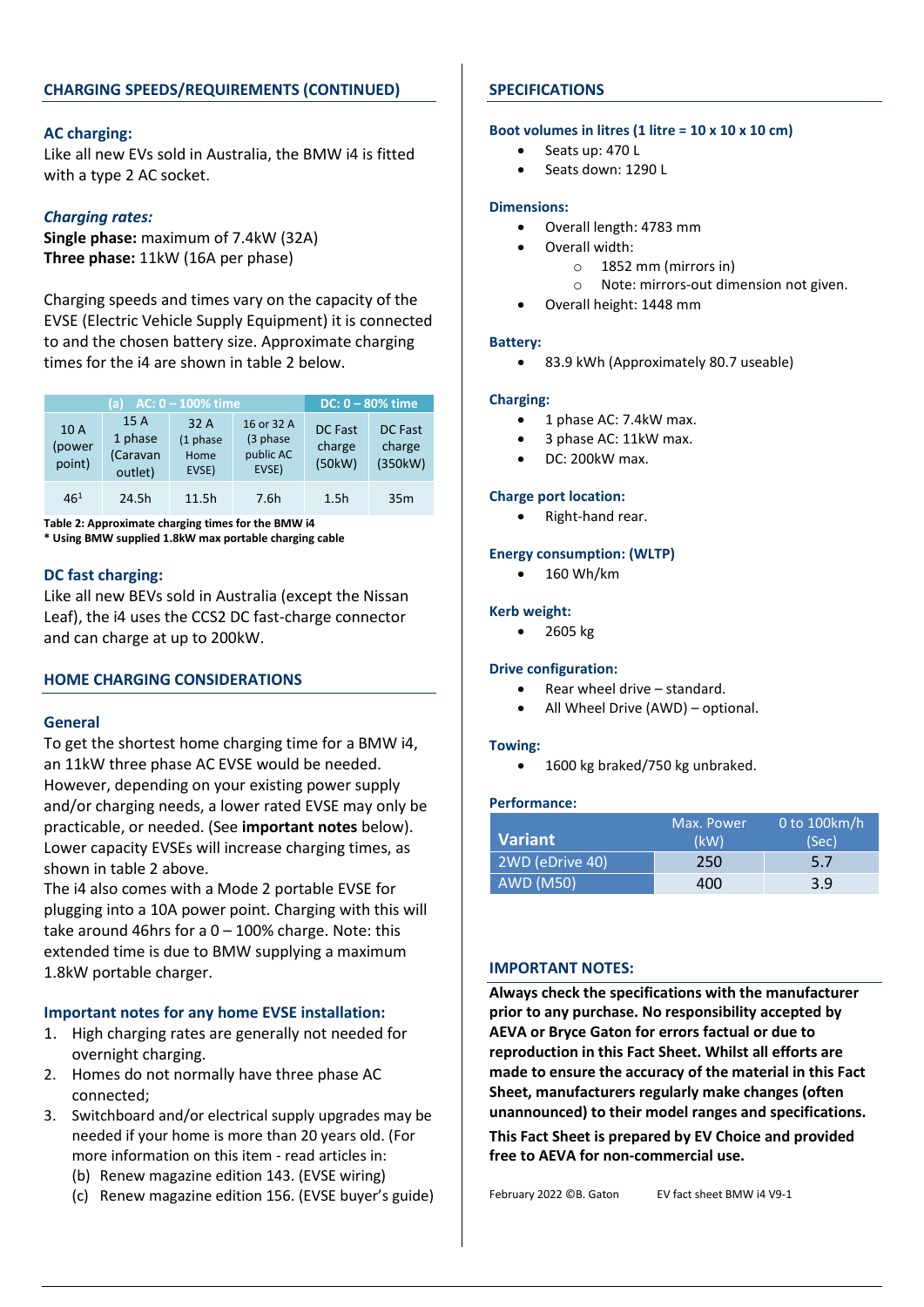## CHARGING SPEEDS/REQUIREMENTS (CONTINUED)

### AC charging:

Like all new EVs sold in Australia, the BMW i4 is fitted with a type 2 AC socket.

### *Charging rates:*

**Single phase:** maximum of 7.4kW (32A)
**Three phase:** 11kW (16A per phase)

Charging speeds and times vary on the capacity of the EVSE (Electric Vehicle Supply Equipment) it is connected to and the chosen battery size. Approximate charging times for the i4 are shown in table 2 below.

| (a) AC: 0 – 100% time | | | | DC: 0 – 80% time | |
|---|---|---|---|---|---|
| 10 A (power point) | 15 A 1 phase (Caravan outlet) | 32 A (1 phase Home EVSE) | 16 or 32 A (3 phase public AC EVSE) | DC Fast charge (50kW) | DC Fast charge (350kW) |
| 46[1] | 24.5h | 11.5h | 7.6h | 1.5h | 35m |

**Table 2: Approximate charging times for the BMW i4**
**\* Using BMW supplied 1.8kW max portable charging cable**

### DC fast charging:

Like all new BEVs sold in Australia (except the Nissan Leaf), the i4 uses the CCS2 DC fast-charge connector and can charge at up to 200kW.

## HOME CHARGING CONSIDERATIONS

### General

To get the shortest home charging time for a BMW i4, an 11kW three phase AC EVSE would be needed. However, depending on your existing power supply and/or charging needs, a lower rated EVSE may only be practicable, or needed. (See **important notes** below). Lower capacity EVSEs will increase charging times, as shown in table 2 above.
The i4 also comes with a Mode 2 portable EVSE for plugging into a 10A power point. Charging with this will take around 46hrs for a 0 – 100% charge. Note: this extended time is due to BMW supplying a maximum 1.8kW portable charger.

### Important notes for any home EVSE installation:

1. High charging rates are generally not needed for overnight charging.
2. Homes do not normally have three phase AC connected;
3. Switchboard and/or electrical supply upgrades may be needed if your home is more than 20 years old. (For more information on this item - read articles in:
   (b) Renew magazine edition 143. (EVSE wiring)
   (c) Renew magazine edition 156. (EVSE buyer's guide)

## SPECIFICATIONS

### Boot volumes in litres (1 litre = 10 x 10 x 10 cm)

- Seats up: 470 L
- Seats down: 1290 L

### Dimensions:

- Overall length: 4783 mm
- Overall width:
  - 1852 mm (mirrors in)
  - Note: mirrors-out dimension not given.
- Overall height: 1448 mm

### Battery:

- 83.9 kWh (Approximately 80.7 useable)

### Charging:

- 1 phase AC: 7.4kW max.
- 3 phase AC: 11kW max.
- DC: 200kW max.

### Charge port location:

- Right-hand rear.

### Energy consumption: (WLTP)

- 160 Wh/km

### Kerb weight:

- 2605 kg

### Drive configuration:

- Rear wheel drive – standard.
- All Wheel Drive (AWD) – optional.

### Towing:

- 1600 kg braked/750 kg unbraked.

### Performance:

| Variant | Max. Power (kW) | 0 to 100km/h (Sec) |
|---|---|---|
| 2WD (eDrive 40) | 250 | 5.7 |
| AWD (M50) | 400 | 3.9 |

## IMPORTANT NOTES:

**Always check the specifications with the manufacturer prior to any purchase. No responsibility accepted by AEVA or Bryce Gaton for errors factual or due to reproduction in this Fact Sheet. Whilst all efforts are made to ensure the accuracy of the material in this Fact Sheet, manufacturers regularly make changes (often unannounced) to their model ranges and specifications.**

**This Fact Sheet is prepared by EV Choice and provided free to AEVA for non-commercial use.**

February 2022 ©B. Gaton EV fact sheet BMW i4 V9-1